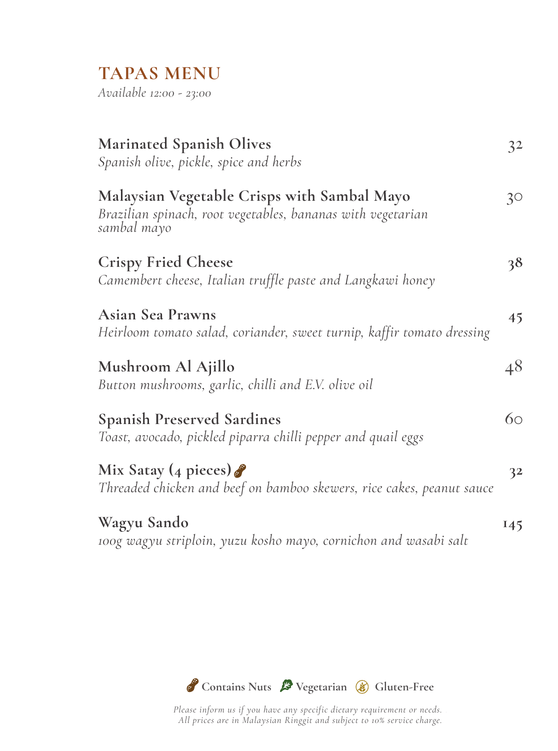# TAPAS MENU

*Available 12:00 - 23:00*

**Marinated Spanish Olives** — 32
*Spanish olive, pickle, spice and herbs*

**Malaysian Vegetable Crisps with Sambal Mayo** — 30
*Brazilian spinach, root vegetables, bananas with vegetarian sambal mayo*

**Crispy Fried Cheese** — 38
*Camembert cheese, Italian truffle paste and Langkawi honey*

**Asian Sea Prawns** — 45
*Heirloom tomato salad, coriander, sweet turnip, kaffir tomato dressing*

**Mushroom Al Ajillo** — 48
*Button mushrooms, garlic, chilli and E.V. olive oil*

**Spanish Preserved Sardines** — 60
*Toast, avocado, pickled piparra chilli pepper and quail eggs*

**Mix Satay (4 pieces)** 🥜 — 32
*Threaded chicken and beef on bamboo skewers, rice cakes, peanut sauce*

**Wagyu Sando** — 145
*100g wagyu striploin, yuzu kosho mayo, cornichon and wasabi salt*

🥜 Contains Nuts 🌿 Vegetarian 🌾 Gluten-Free

*Please inform us if you have any specific dietary requirement or needs.*
*All prices are in Malaysian Ringgit and subject to 10% service charge.*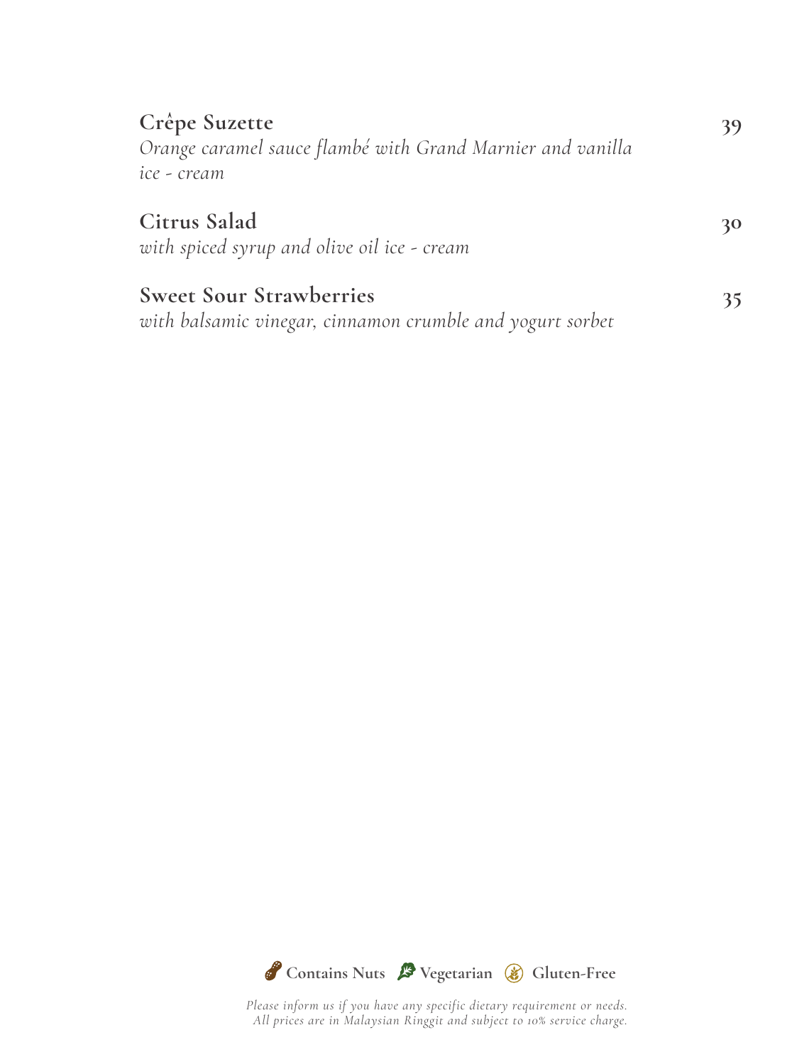**Crêpe Suzette** 39
*Orange caramel sauce flambé with Grand Marnier and vanilla ice - cream*

**Citrus Salad** 30
*with spiced syrup and olive oil ice - cream*

**Sweet Sour Strawberries** 35
*with balsamic vinegar, cinnamon crumble and yogurt sorbet*

Contains Nuts  Vegetarian  Gluten-Free

*Please inform us if you have any specific dietary requirement or needs.*
*All prices are in Malaysian Ringgit and subject to 10% service charge.*